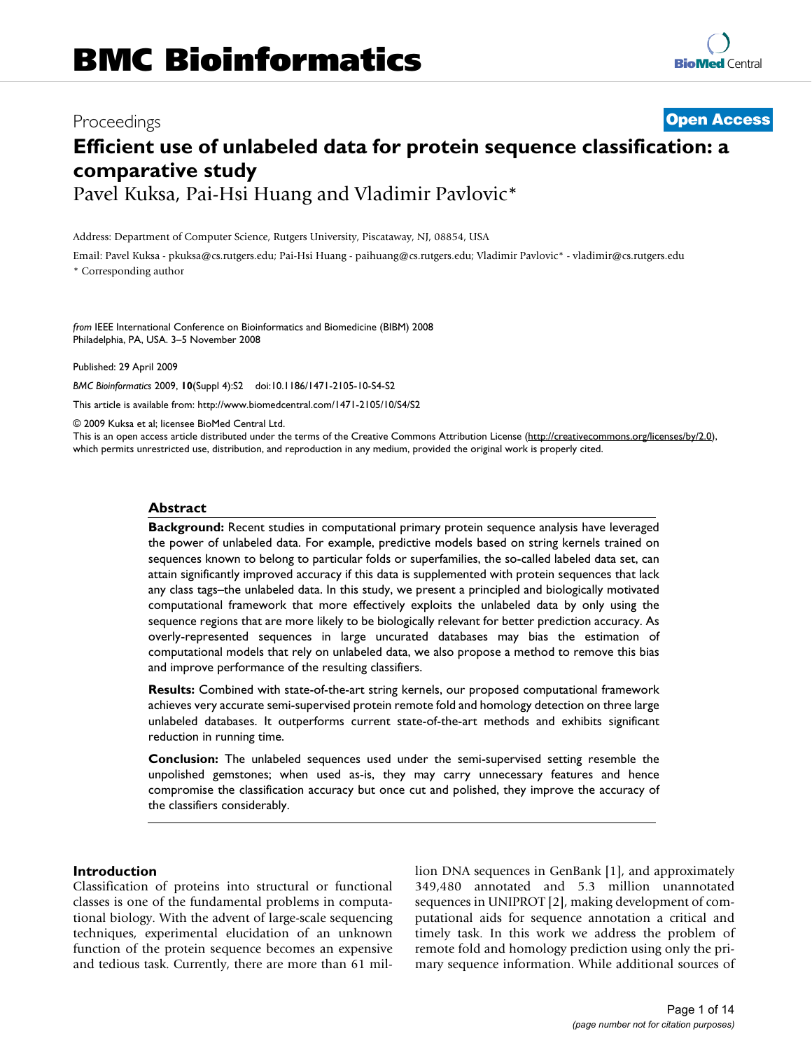Proceedings **Open Access**

# Efficient use of unlabeled data for protein sequence classification: a comparative study

Pavel Kuksa, Pai-Hsi Huang and Vladimir Pavlovic*

Address: Department of Computer Science, Rutgers University, Piscataway, NJ, 08854, USA

Email: Pavel Kuksa - pkuksa@cs.rutgers.edu; Pai-Hsi Huang - paihuang@cs.rutgers.edu; Vladimir Pavlovic* - vladimir@cs.rutgers.edu

* Corresponding author

*from* IEEE International Conference on Bioinformatics and Biomedicine (BIBM) 2008
Philadelphia, PA, USA. 3–5 November 2008

Published: 29 April 2009

*BMC Bioinformatics* 2009, **10**(Suppl 4):S2 doi:10.1186/1471-2105-10-S4-S2

This article is available from: http://www.biomedcentral.com/1471-2105/10/S4/S2

© 2009 Kuksa et al; licensee BioMed Central Ltd.
This is an open access article distributed under the terms of the Creative Commons Attribution License (http://creativecommons.org/licenses/by/2.0), which permits unrestricted use, distribution, and reproduction in any medium, provided the original work is properly cited.

## Abstract

**Background:** Recent studies in computational primary protein sequence analysis have leveraged the power of unlabeled data. For example, predictive models based on string kernels trained on sequences known to belong to particular folds or superfamilies, the so-called labeled data set, can attain significantly improved accuracy if this data is supplemented with protein sequences that lack any class tags–the unlabeled data. In this study, we present a principled and biologically motivated computational framework that more effectively exploits the unlabeled data by only using the sequence regions that are more likely to be biologically relevant for better prediction accuracy. As overly-represented sequences in large uncurated databases may bias the estimation of computational models that rely on unlabeled data, we also propose a method to remove this bias and improve performance of the resulting classifiers.

**Results:** Combined with state-of-the-art string kernels, our proposed computational framework achieves very accurate semi-supervised protein remote fold and homology detection on three large unlabeled databases. It outperforms current state-of-the-art methods and exhibits significant reduction in running time.

**Conclusion:** The unlabeled sequences used under the semi-supervised setting resemble the unpolished gemstones; when used as-is, they may carry unnecessary features and hence compromise the classification accuracy but once cut and polished, they improve the accuracy of the classifiers considerably.

## Introduction

Classification of proteins into structural or functional classes is one of the fundamental problems in computational biology. With the advent of large-scale sequencing techniques, experimental elucidation of an unknown function of the protein sequence becomes an expensive and tedious task. Currently, there are more than 61 million DNA sequences in GenBank [1], and approximately 349,480 annotated and 5.3 million unannotated sequences in UNIPROT [2], making development of computational aids for sequence annotation a critical and timely task. In this work we address the problem of remote fold and homology prediction using only the primary sequence information. While additional sources of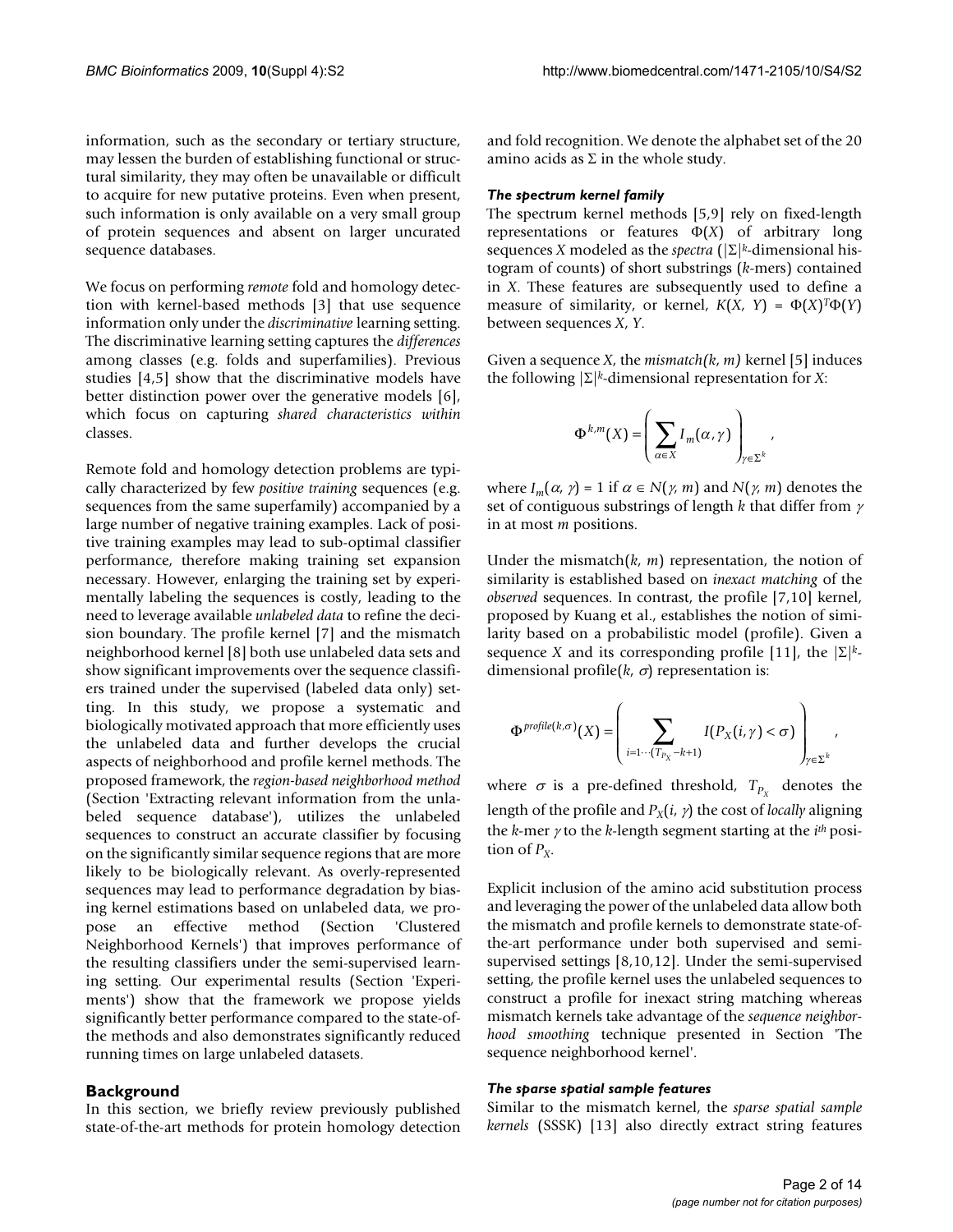information, such as the secondary or tertiary structure, may lessen the burden of establishing functional or structural similarity, they may often be unavailable or difficult to acquire for new putative proteins. Even when present, such information is only available on a very small group of protein sequences and absent on larger uncurated sequence databases.

We focus on performing *remote* fold and homology detection with kernel-based methods [3] that use sequence information only under the *discriminative* learning setting. The discriminative learning setting captures the *differences* among classes (e.g. folds and superfamilies). Previous studies [4,5] show that the discriminative models have better distinction power over the generative models [6], which focus on capturing *shared characteristics within* classes.

Remote fold and homology detection problems are typically characterized by few *positive training* sequences (e.g. sequences from the same superfamily) accompanied by a large number of negative training examples. Lack of positive training examples may lead to sub-optimal classifier performance, therefore making training set expansion necessary. However, enlarging the training set by experimentally labeling the sequences is costly, leading to the need to leverage available *unlabeled data* to refine the decision boundary. The profile kernel [7] and the mismatch neighborhood kernel [8] both use unlabeled data sets and show significant improvements over the sequence classifiers trained under the supervised (labeled data only) setting. In this study, we propose a systematic and biologically motivated approach that more efficiently uses the unlabeled data and further develops the crucial aspects of neighborhood and profile kernel methods. The proposed framework, the *region-based neighborhood method* (Section 'Extracting relevant information from the unlabeled sequence database'), utilizes the unlabeled sequences to construct an accurate classifier by focusing on the significantly similar sequence regions that are more likely to be biologically relevant. As overly-represented sequences may lead to performance degradation by biasing kernel estimations based on unlabeled data, we propose an effective method (Section 'Clustered Neighborhood Kernels') that improves performance of the resulting classifiers under the semi-supervised learning setting. Our experimental results (Section 'Experiments') show that the framework we propose yields significantly better performance compared to the state-of-the methods and also demonstrates significantly reduced running times on large unlabeled datasets.

## Background

In this section, we briefly review previously published state-of-the-art methods for protein homology detection and fold recognition. We denote the alphabet set of the 20 amino acids as $\Sigma$ in the whole study.

### *The spectrum kernel family*

The spectrum kernel methods [5,9] rely on fixed-length representations or features $\Phi(X)$ of arbitrary long sequences $X$ modeled as the *spectra* ($|\Sigma|^k$-dimensional histogram of counts) of short substrings ($k$-mers) contained in $X$. These features are subsequently used to define a measure of similarity, or kernel, $K(X, Y) = \Phi(X)^T\Phi(Y)$ between sequences $X$, $Y$.

Given a sequence $X$, the *mismatch($k$, $m$)* kernel [5] induces the following $|\Sigma|^k$-dimensional representation for $X$:

$$\Phi^{k,m}(X) = \left( \sum_{\alpha \in X} I_m(\alpha, \gamma) \right)_{\gamma \in \Sigma^k},$$

where $I_m(\alpha, \gamma) = 1$ if $\alpha \in N(\gamma, m)$ and $N(\gamma, m)$ denotes the set of contiguous substrings of length $k$ that differ from $\gamma$ in at most $m$ positions.

Under the mismatch($k$, $m$) representation, the notion of similarity is established based on *inexact matching* of the *observed* sequences. In contrast, the profile [7,10] kernel, proposed by Kuang et al., establishes the notion of similarity based on a probabilistic model (profile). Given a sequence $X$ and its corresponding profile [11], the $|\Sigma|^k$-dimensional profile($k$, $\sigma$) representation is:

$$\Phi^{profile(k,\sigma)}(X) = \left( \sum_{i=1 \cdots (T_{P_X} - k + 1)} I(P_X(i, \gamma) < \sigma) \right)_{\gamma \in \Sigma^k},$$

where $\sigma$ is a pre-defined threshold, $T_{P_X}$ denotes the length of the profile and $P_X(i, \gamma)$ the cost of *locally* aligning the $k$-mer $\gamma$ to the $k$-length segment starting at the $i^{th}$ position of $P_X$.

Explicit inclusion of the amino acid substitution process and leveraging the power of the unlabeled data allow both the mismatch and profile kernels to demonstrate state-of-the-art performance under both supervised and semi-supervised settings [8,10,12]. Under the semi-supervised setting, the profile kernel uses the unlabeled sequences to construct a profile for inexact string matching whereas mismatch kernels take advantage of the *sequence neighborhood smoothing* technique presented in Section 'The sequence neighborhood kernel'.

### *The sparse spatial sample features*

Similar to the mismatch kernel, the *sparse spatial sample kernels* (SSSK) [13] also directly extract string features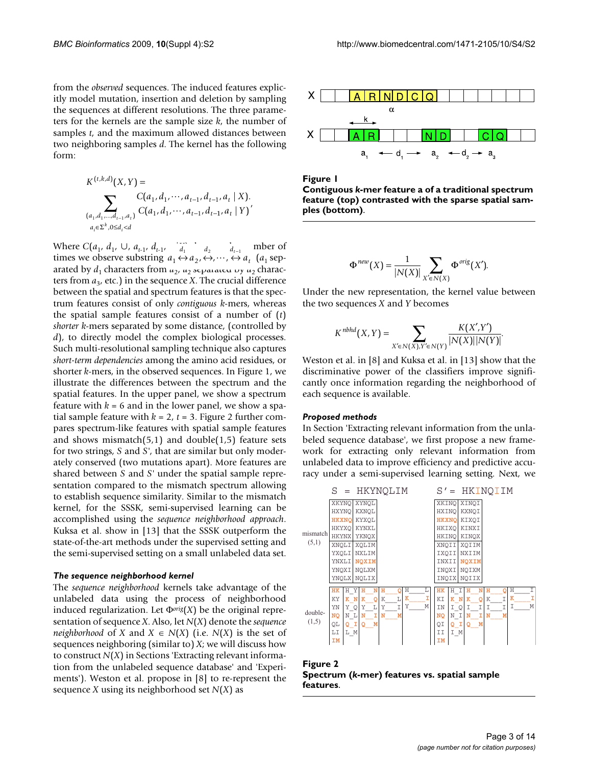from the *observed* sequences. The induced features explicitly model mutation, insertion and deletion by sampling the sequences at different resolutions. The three parameters for the kernels are the sample size *k*, the number of samples *t*, and the maximum allowed distances between two neighboring samples *d*. The kernel has the following form:

$$K^{(t,k,d)}(X,Y) = \sum_{\substack{(a_1,d_1,\cdots,d_{t-1},a_t) \\ a_i \in \Sigma^k, 0 \le d_i < d}} C(a_1,d_1,\cdots,a_{t-1},d_{t-1},a_t \mid X) \cdot C(a_1,d_1,\cdots,a_{t-1},d_{t-1},a_t \mid Y),$$

Where $C(a_1, d_1, \cup, a_{t-1}, d_{t-1}, a_t \mid X)$ is the number of times we observe substring $a_1 \overset{d_1}{\leftrightarrow} a_2 \overset{d_2}{\leftrightarrow}, \cdots, \overset{d_{t-1}}{\leftrightarrow} a_t$ ($a_1$ separated by $d_1$ characters from $a_2$, $a_2$ separated by $d_2$ characters from $a_3$, etc.) in the sequence $X$. The crucial difference between the spatial and spectrum features is that the spectrum features consist of only *contiguous* *k*-mers, whereas the spatial sample features consist of a number of (*t*) *shorter* *k*-mers separated by some distance, (controlled by *d*), to directly model the complex biological processes. Such multi-resolution sampling technique also captures *short-term dependencies* among the amino acid residues, or shorter *k*-mers, in the observed sequences. In Figure 1, we illustrate the differences between the spectrum and the spatial features. In the upper panel, we show a spectrum feature with $k = 6$ and in the lower panel, we show a spatial sample feature with $k = 2$, $t = 3$. Figure 2 further compares spectrum-like features with spatial sample features and shows mismatch(5,1) and double(1,5) feature sets for two strings, $S$ and $S'$, that are similar but only moderately conserved (two mutations apart). More features are shared between $S$ and $S'$ under the spatial sample representation compared to the mismatch spectrum allowing to establish sequence similarity. Similar to the mismatch kernel, for the SSSK, semi-supervised learning can be accomplished using the *sequence neighborhood approach*. Kuksa et al. show in [13] that the SSSK outperform the state-of-the-art methods under the supervised setting and the semi-supervised setting on a small unlabeled data set.

**Figure 1**
**Contiguous *k*-mer feature a of a traditional spectrum feature (top) contrasted with the sparse spatial samples (bottom).**

### *The sequence neighborhood kernel*

The *sequence neighborhood* kernels take advantage of the unlabeled data using the process of neighborhood induced regularization. Let $\Phi^{orig}(X)$ be the original representation of sequence $X$. Also, let $N(X)$ denote the *sequence neighborhood* of $X$ and $X \in N(X)$ (i.e. $N(X)$ is the set of sequences neighboring (similar to) $X$; we will discuss how to construct $N(X)$ in Sections 'Extracting relevant information from the unlabeled sequence database' and 'Experiments'). Weston et al. propose in [8] to re-represent the sequence $X$ using its neighborhood set $N(X)$ as

$$\Phi^{new}(X) = \frac{1}{|N(X)|} \sum_{X' \in N(X)} \Phi^{orig}(X').$$

Under the new representation, the kernel value between the two sequences $X$ and $Y$ becomes

$$K^{nbhd}(X,Y) = \sum_{X' \in N(X), Y' \in N(Y)} \frac{K(X',Y')}{|N(X)||N(Y)|}.$$

Weston et al. in [8] and Kuksa et al. in [13] show that the discriminative power of the classifiers improve significantly once information regarding the neighborhood of each sequence is available.

### *Proposed methods*

In Section 'Extracting relevant information from the unlabeled sequence database', we first propose a new framework for extracting only relevant information from unlabeled data to improve efficiency and predictive accuracy under a semi-supervised learning setting. Next, we

**Figure 2**
**Spectrum (*k*-mer) features vs. spatial sample features.**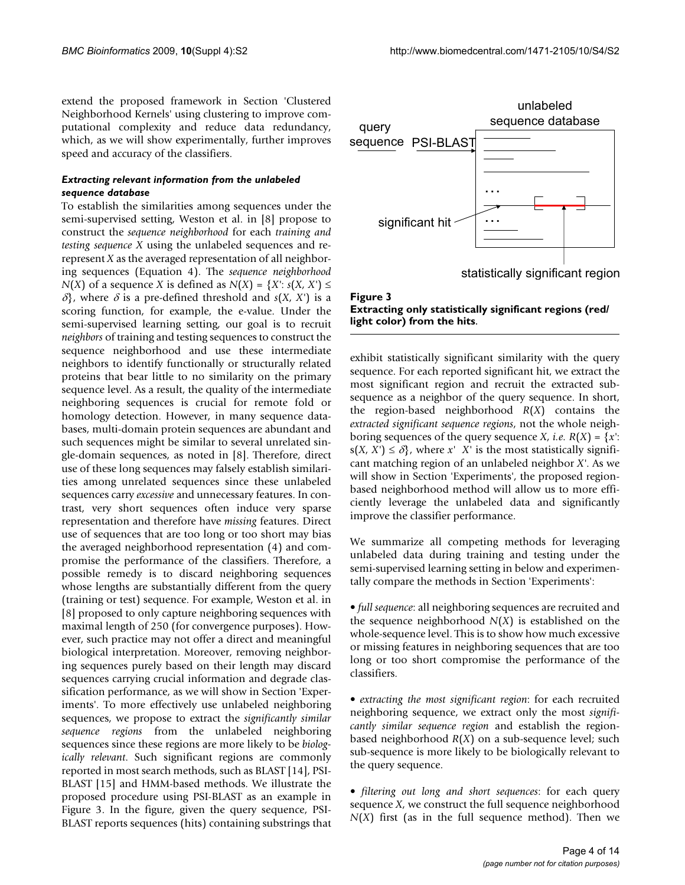extend the proposed framework in Section 'Clustered Neighborhood Kernels' using clustering to improve computational complexity and reduce data redundancy, which, as we will show experimentally, further improves speed and accuracy of the classifiers.

### *Extracting relevant information from the unlabeled sequence database*

To establish the similarities among sequences under the semi-supervised setting, Weston et al. in [8] propose to construct the *sequence neighborhood* for each *training and testing sequence X* using the unlabeled sequences and re-represent $X$ as the averaged representation of all neighboring sequences (Equation 4). The *sequence neighborhood* $N(X)$ of a sequence $X$ is defined as $N(X) = \{X': s(X, X') \leq \delta\}$, where $\delta$ is a pre-defined threshold and $s(X, X')$ is a scoring function, for example, the e-value. Under the semi-supervised learning setting, our goal is to recruit *neighbors* of training and testing sequences to construct the sequence neighborhood and use these intermediate neighbors to identify functionally or structurally related proteins that bear little to no similarity on the primary sequence level. As a result, the quality of the intermediate neighboring sequences is crucial for remote fold or homology detection. However, in many sequence databases, multi-domain protein sequences are abundant and such sequences might be similar to several unrelated single-domain sequences, as noted in [8]. Therefore, direct use of these long sequences may falsely establish similarities among unrelated sequences since these unlabeled sequences carry *excessive* and unnecessary features. In contrast, very short sequences often induce very sparse representation and therefore have *missing* features. Direct use of sequences that are too long or too short may bias the averaged neighborhood representation (4) and compromise the performance of the classifiers. Therefore, a possible remedy is to discard neighboring sequences whose lengths are substantially different from the query (training or test) sequence. For example, Weston et al. in [8] proposed to only capture neighboring sequences with maximal length of 250 (for convergence purposes). However, such practice may not offer a direct and meaningful biological interpretation. Moreover, removing neighboring sequences purely based on their length may discard sequences carrying crucial information and degrade classification performance, as we will show in Section 'Experiments'. To more effectively use unlabeled neighboring sequences, we propose to extract the *significantly similar sequence regions* from the unlabeled neighboring sequences since these regions are more likely to be *biologically relevant*. Such significant regions are commonly reported in most search methods, such as BLAST [14], PSI-BLAST [15] and HMM-based methods. We illustrate the proposed procedure using PSI-BLAST as an example in Figure 3. In the figure, given the query sequence, PSI-BLAST reports sequences (hits) containing substrings that exhibit statistically significant similarity with the query sequence. For each reported significant hit, we extract the most significant region and recruit the extracted subsequence as a neighbor of the query sequence. In short, the region-based neighborhood $R(X)$ contains the *extracted significant sequence regions*, not the whole neighboring sequences of the query sequence $X$, *i.e.* $R(X) = \{x': s(X, X') \leq \delta\}$, where $x'$ $X'$ is the most statistically significant matching region of an unlabeled neighbor $X'$. As we will show in Section 'Experiments', the proposed region-based neighborhood method will allow us to more efficiently leverage the unlabeled data and significantly improve the classifier performance.

**Figure 3**
**Extracting only statistically significant regions (red/light color) from the hits.**

We summarize all competing methods for leveraging unlabeled data during training and testing under the semi-supervised learning setting in below and experimentally compare the methods in Section 'Experiments':

• *full sequence*: all neighboring sequences are recruited and the sequence neighborhood $N(X)$ is established on the whole-sequence level. This is to show how much excessive or missing features in neighboring sequences that are too long or too short compromise the performance of the classifiers.

• *extracting the most significant region*: for each recruited neighboring sequence, we extract only the most *significantly similar sequence region* and establish the region-based neighborhood $R(X)$ on a sub-sequence level; such sub-sequence is more likely to be biologically relevant to the query sequence.

• *filtering out long and short sequences*: for each query sequence $X$, we construct the full sequence neighborhood $N(X)$ first (as in the full sequence method). Then we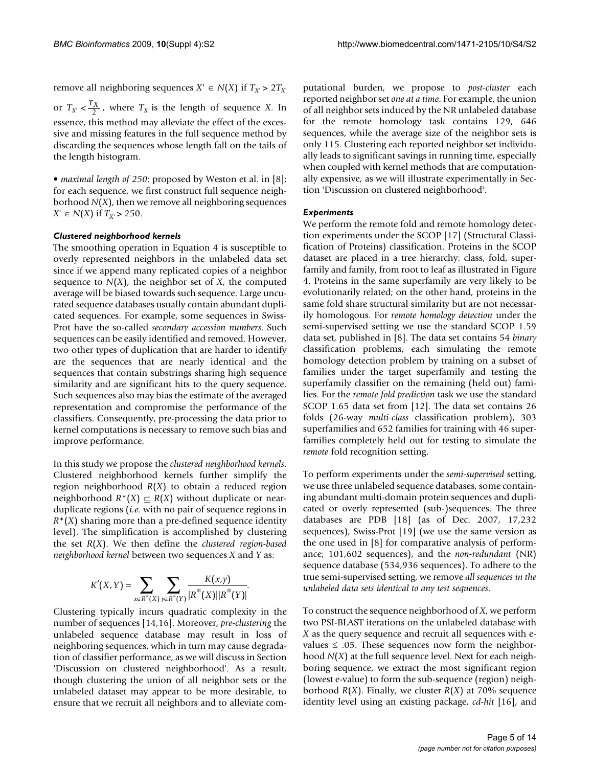remove all neighboring sequences $X' \in N(X)$ if $T_{X'} > 2T_{X'}$ or $T_{X'} < \frac{T_X}{2}$, where $T_X$ is the length of sequence $X$. In essence, this method may alleviate the effect of the excessive and missing features in the full sequence method by discarding the sequences whose length fall on the tails of the length histogram.

- *maximal length of 250*: proposed by Weston et al. in [8]; for each sequence, we first construct full sequence neighborhood $N(X)$, then we remove all neighboring sequences $X' \in N(X)$ if $T_{X'} > 250$.

### *Clustered neighborhood kernels*

The smoothing operation in Equation 4 is susceptible to overly represented neighbors in the unlabeled data set since if we append many replicated copies of a neighbor sequence to $N(X)$, the neighbor set of $X$, the computed average will be biased towards such sequence. Large uncurated sequence databases usually contain abundant duplicated sequences. For example, some sequences in Swiss-Prot have the so-called *secondary accession numbers*. Such sequences can be easily identified and removed. However, two other types of duplication that are harder to identify are the sequences that are nearly identical and the sequences that contain substrings sharing high sequence similarity and are significant hits to the query sequence. Such sequences also may bias the estimate of the averaged representation and compromise the performance of the classifiers. Consequently, pre-processing the data prior to kernel computations is necessary to remove such bias and improve performance.

In this study we propose the *clustered neighborhood kernels*. Clustered neighborhood kernels further simplify the region neighborhood $R(X)$ to obtain a reduced region neighborhood $R^*(X) \subseteq R(X)$ without duplicate or near-duplicate regions (*i.e.* with no pair of sequence regions in $R^*(X)$ sharing more than a pre-defined sequence identity level). The simplification is accomplished by clustering the set $R(X)$. We then define the *clustered region-based neighborhood kernel* between two sequences $X$ and $Y$ as:

$$K'(X,Y) = \sum_{x \in R^*(X)} \sum_{y \in R^*(Y)} \frac{K(x,y)}{|R^*(X)||R^*(Y)|}.$$

Clustering typically incurs quadratic complexity in the number of sequences [14,16]. Moreover, *pre-clustering* the unlabeled sequence database may result in loss of neighboring sequences, which in turn may cause degradation of classifier performance, as we will discuss in Section 'Discussion on clustered neighborhood'. As a result, though clustering the union of all neighbor sets or the unlabeled dataset may appear to be more desirable, to ensure that we recruit all neighbors and to alleviate computational burden, we propose to *post-cluster* each reported neighbor set *one at a time*. For example, the union of all neighbor sets induced by the NR unlabeled database for the remote homology task contains 129, 646 sequences, while the average size of the neighbor sets is only 115. Clustering each reported neighbor set individually leads to significant savings in running time, especially when coupled with kernel methods that are computationally expensive, as we will illustrate experimentally in Section 'Discussion on clustered neighborhood'.

### *Experiments*

We perform the remote fold and remote homology detection experiments under the SCOP [17] (Structural Classification of Proteins) classification. Proteins in the SCOP dataset are placed in a tree hierarchy: class, fold, superfamily and family, from root to leaf as illustrated in Figure 4. Proteins in the same superfamily are very likely to be evolutionarily related; on the other hand, proteins in the same fold share structural similarity but are not necessarily homologous. For *remote homology detection* under the semi-supervised setting we use the standard SCOP 1.59 data set, published in [8]. The data set contains 54 *binary* classification problems, each simulating the remote homology detection problem by training on a subset of families under the target superfamily and testing the superfamily classifier on the remaining (held out) families. For the *remote fold prediction* task we use the standard SCOP 1.65 data set from [12]. The data set contains 26 folds (26-way *multi-class* classification problem), 303 superfamilies and 652 families for training with 46 superfamilies completely held out for testing to simulate the *remote* fold recognition setting.

To perform experiments under the *semi-supervised* setting, we use three unlabeled sequence databases, some containing abundant multi-domain protein sequences and duplicated or overly represented (sub-)sequences. The three databases are PDB [18] (as of Dec. 2007, 17,232 sequences), Swiss-Prot [19] (we use the same version as the one used in [8] for comparative analysis of performance; 101,602 sequences), and the *non-redundant* (NR) sequence database (534,936 sequences). To adhere to the true semi-supervised setting, we remove *all sequences in the unlabeled data sets identical to any test sequences*.

To construct the sequence neighborhood of $X$, we perform two PSI-BLAST iterations on the unlabeled database with $X$ as the query sequence and recruit all sequences with e-values $\leq .05$. These sequences now form the neighborhood $N(X)$ at the full sequence level. Next for each neighboring sequence, we extract the most significant region (lowest e-value) to form the sub-sequence (region) neighborhood $R(X)$. Finally, we cluster $R(X)$ at 70% sequence identity level using an existing package, *cd-hit* [16], and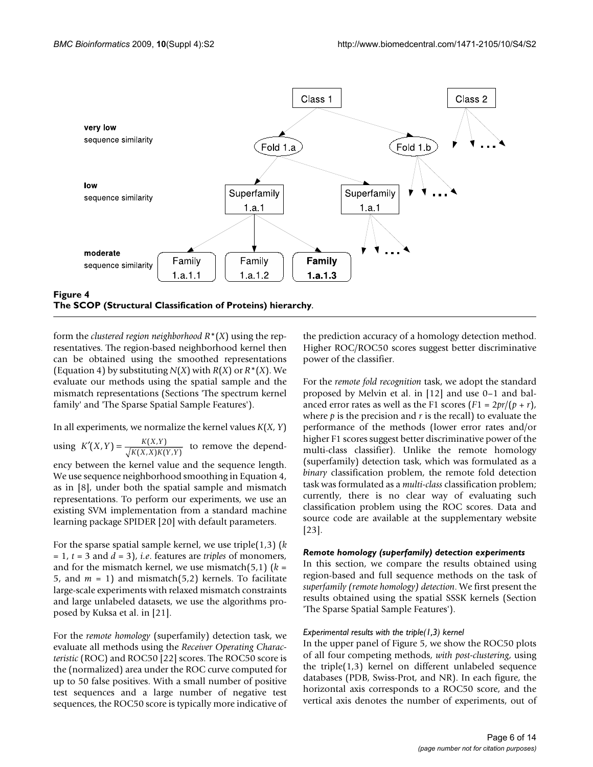**Figure 4**
**The SCOP (Structural Classification of Proteins) hierarchy**.

form the *clustered region neighborhood* $R^*(X)$ using the representatives. The region-based neighborhood kernel then can be obtained using the smoothed representations (Equation 4) by substituting $N(X)$ with $R(X)$ or $R^*(X)$. We evaluate our methods using the spatial sample and the mismatch representations (Sections 'The spectrum kernel family' and 'The Sparse Spatial Sample Features').

In all experiments, we normalize the kernel values $K(X, Y)$ using $K'(X,Y) = \frac{K(X,Y)}{\sqrt{K(X,X)K(Y,Y)}}$ to remove the dependency between the kernel value and the sequence length. We use sequence neighborhood smoothing in Equation 4, as in [8], under both the spatial sample and mismatch representations. To perform our experiments, we use an existing SVM implementation from a standard machine learning package SPIDER [20] with default parameters.

For the sparse spatial sample kernel, we use triple(1,3) ($k = 1$, $t = 3$ and $d = 3$), *i.e*. features are *triples* of monomers, and for the mismatch kernel, we use mismatch(5,1) ($k = 5$, and $m = 1$) and mismatch(5,2) kernels. To facilitate large-scale experiments with relaxed mismatch constraints and large unlabeled datasets, we use the algorithms proposed by Kuksa et al. in [21].

For the *remote homology* (superfamily) detection task, we evaluate all methods using the *Receiver Operating Characteristic* (ROC) and ROC50 [22] scores. The ROC50 score is the (normalized) area under the ROC curve computed for up to 50 false positives. With a small number of positive test sequences and a large number of negative test sequences, the ROC50 score is typically more indicative of the prediction accuracy of a homology detection method. Higher ROC/ROC50 scores suggest better discriminative power of the classifier.

For the *remote fold recognition* task, we adopt the standard proposed by Melvin et al. in [12] and use 0–1 and balanced error rates as well as the F1 scores ($F1 = 2pr/(p + r)$, where $p$ is the precision and $r$ is the recall) to evaluate the performance of the methods (lower error rates and/or higher F1 scores suggest better discriminative power of the multi-class classifier). Unlike the remote homology (superfamily) detection task, which was formulated as a *binary* classification problem, the remote fold detection task was formulated as a *multi-class* classification problem; currently, there is no clear way of evaluating such classification problem using the ROC scores. Data and source code are available at the supplementary website [23].

### *Remote homology (superfamily) detection experiments*

In this section, we compare the results obtained using region-based and full sequence methods on the task of *superfamily (remote homology) detection*. We first present the results obtained using the spatial SSSK kernels (Section 'The Sparse Spatial Sample Features').

#### *Experimental results with the triple(1,3) kernel*

In the upper panel of Figure 5, we show the ROC50 plots of all four competing methods, *with post-clustering*, using the triple(1,3) kernel on different unlabeled sequence databases (PDB, Swiss-Prot, and NR). In each figure, the horizontal axis corresponds to a ROC50 score, and the vertical axis denotes the number of experiments, out of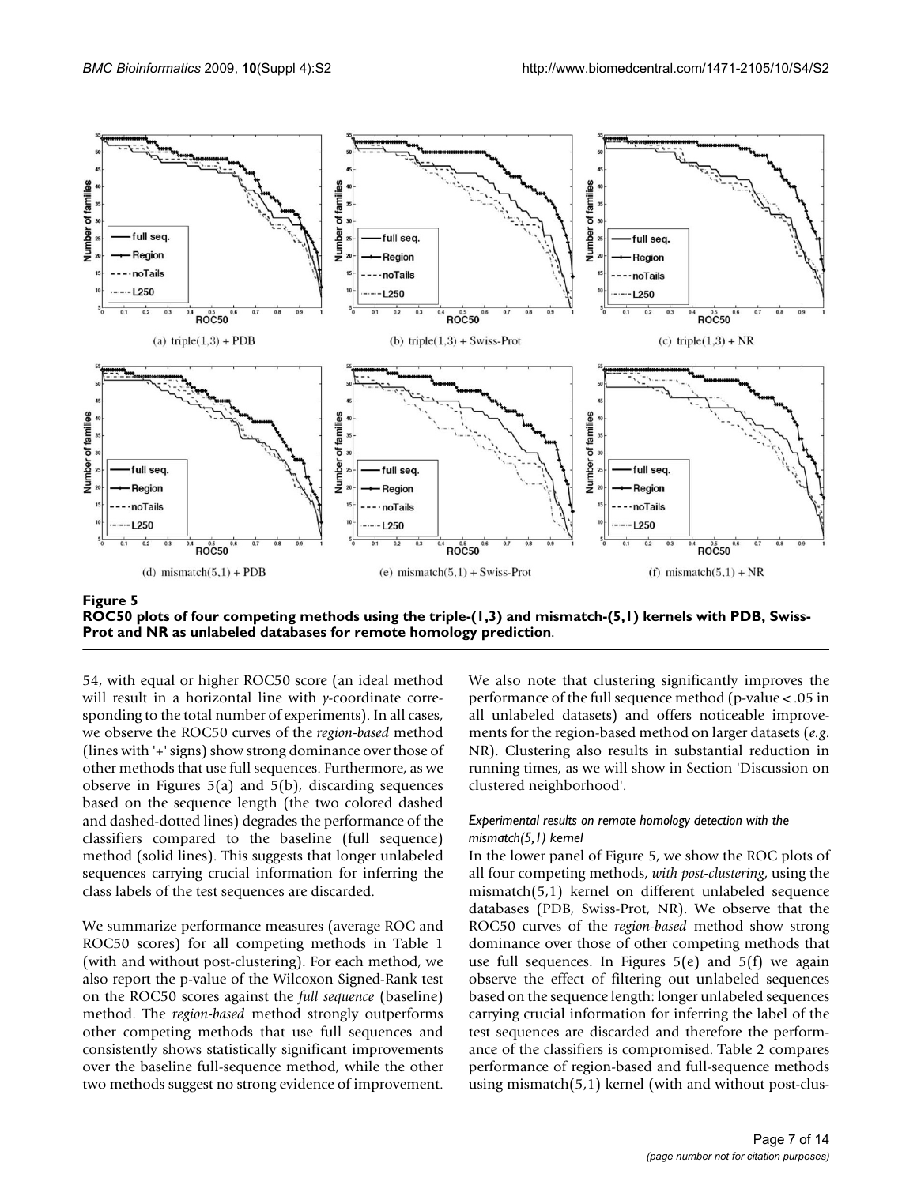**Figure 5**
**ROC50 plots of four competing methods using the triple-(1,3) and mismatch-(5,1) kernels with PDB, Swiss-Prot and NR as unlabeled databases for remote homology prediction**.

(a) triple(1,3) + PDB (b) triple(1,3) + Swiss-Prot (c) triple(1,3) + NR

(d) mismatch(5,1) + PDB (e) mismatch(5,1) + Swiss-Prot (f) mismatch(5,1) + NR

54, with equal or higher ROC50 score (an ideal method will result in a horizontal line with *y*-coordinate corresponding to the total number of experiments). In all cases, we observe the ROC50 curves of the *region-based* method (lines with '+' signs) show strong dominance over those of other methods that use full sequences. Furthermore, as we observe in Figures 5(a) and 5(b), discarding sequences based on the sequence length (the two colored dashed and dashed-dotted lines) degrades the performance of the classifiers compared to the baseline (full sequence) method (solid lines). This suggests that longer unlabeled sequences carrying crucial information for inferring the class labels of the test sequences are discarded.

We summarize performance measures (average ROC and ROC50 scores) for all competing methods in Table 1 (with and without post-clustering). For each method, we also report the p-value of the Wilcoxon Signed-Rank test on the ROC50 scores against the *full sequence* (baseline) method. The *region-based* method strongly outperforms other competing methods that use full sequences and consistently shows statistically significant improvements over the baseline full-sequence method, while the other two methods suggest no strong evidence of improvement.

We also note that clustering significantly improves the performance of the full sequence method (p-value < .05 in all unlabeled datasets) and offers noticeable improvements for the region-based method on larger datasets (*e.g.* NR). Clustering also results in substantial reduction in running times, as we will show in Section 'Discussion on clustered neighborhood'.

#### *Experimental results on remote homology detection with the mismatch(5,1) kernel*

In the lower panel of Figure 5, we show the ROC plots of all four competing methods, *with post-clustering*, using the mismatch(5,1) kernel on different unlabeled sequence databases (PDB, Swiss-Prot, NR). We observe that the ROC50 curves of the *region-based* method show strong dominance over those of other competing methods that use full sequences. In Figures 5(e) and 5(f) we again observe the effect of filtering out unlabeled sequences based on the sequence length: longer unlabeled sequences carrying crucial information for inferring the label of the test sequences are discarded and therefore the performance of the classifiers is compromised. Table 2 compares performance of region-based and full-sequence methods using mismatch(5,1) kernel (with and without post-clus-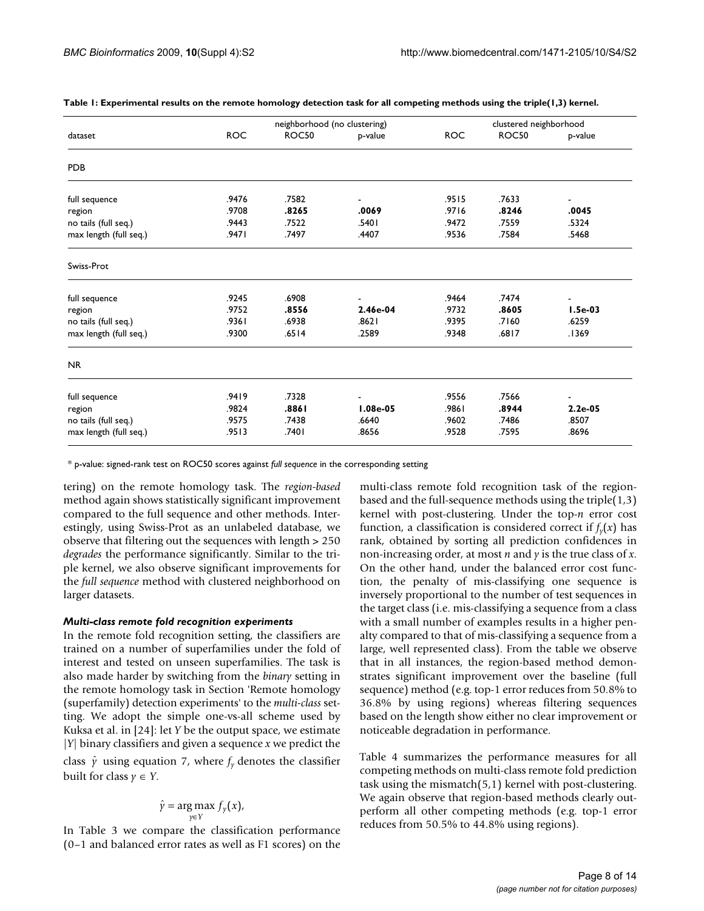**Table 1: Experimental results on the remote homology detection task for all competing methods using the triple(1,3) kernel.**

| | neighborhood (no clustering) | | | clustered neighborhood | | |
|---|---|---|---|---|---|---|
| dataset | ROC | ROC50 | p-value | ROC | ROC50 | p-value |
| **PDB** | | | | | | |
| full sequence | .9476 | .7582 | - | .9515 | .7633 | - |
| region | .9708 | **.8265** | **.0069** | .9716 | **.8246** | **.0045** |
| no tails (full seq.) | .9443 | .7522 | .5401 | .9472 | .7559 | .5324 |
| max length (full seq.) | .9471 | .7497 | .4407 | .9536 | .7584 | .5468 |
| **Swiss-Prot** | | | | | | |
| full sequence | .9245 | .6908 | - | .9464 | .7474 | - |
| region | .9752 | **.8556** | **2.46e-04** | .9732 | **.8605** | **1.5e-03** |
| no tails (full seq.) | .9361 | .6938 | .8621 | .9395 | .7160 | .6259 |
| max length (full seq.) | .9300 | .6514 | .2589 | .9348 | .6817 | .1369 |
| **NR** | | | | | | |
| full sequence | .9419 | .7328 | - | .9556 | .7566 | - |
| region | .9824 | **.8861** | **1.08e-05** | .9861 | **.8944** | **2.2e-05** |
| no tails (full seq.) | .9575 | .7438 | .6640 | .9602 | .7486 | .8507 |
| max length (full seq.) | .9513 | .7401 | .8656 | .9528 | .7595 | .8696 |

* p-value: signed-rank test on ROC50 scores against *full sequence* in the corresponding setting

tering) on the remote homology task. The *region-based* method again shows statistically significant improvement compared to the full sequence and other methods. Interestingly, using Swiss-Prot as an unlabeled database, we observe that filtering out the sequences with length > 250 *degrades* the performance significantly. Similar to the triple kernel, we also observe significant improvements for the *full sequence* method with clustered neighborhood on larger datasets.

### Multi-class remote fold recognition experiments

In the remote fold recognition setting, the classifiers are trained on a number of superfamilies under the fold of interest and tested on unseen superfamilies. The task is also made harder by switching from the *binary* setting in the remote homology task in Section 'Remote homology (superfamily) detection experiments' to the *multi-class* setting. We adopt the simple one-vs-all scheme used by Kuksa et al. in [24]: let $Y$ be the output space, we estimate $|Y|$ binary classifiers and given a sequence $x$ we predict the class $\hat{y}$ using equation 7, where $f_y$ denotes the classifier built for class $y \in Y$.

$$\hat{y} = \arg\max_{y \in Y} f_y(x),$$

In Table 3 we compare the classification performance (0–1 and balanced error rates as well as F1 scores) on the multi-class remote fold recognition task of the region-based and the full-sequence methods using the triple(1,3) kernel with post-clustering. Under the top-$n$ error cost function, a classification is considered correct if $f_y(x)$ has rank, obtained by sorting all prediction confidences in non-increasing order, at most $n$ and $y$ is the true class of $x$. On the other hand, under the balanced error cost function, the penalty of mis-classifying one sequence is inversely proportional to the number of test sequences in the target class (i.e. mis-classifying a sequence from a class with a small number of examples results in a higher penalty compared to that of mis-classifying a sequence from a large, well represented class). From the table we observe that in all instances, the region-based method demonstrates significant improvement over the baseline (full sequence) method (e.g. top-1 error reduces from 50.8% to 36.8% by using regions) whereas filtering sequences based on the length show either no clear improvement or noticeable degradation in performance.

Table 4 summarizes the performance measures for all competing methods on multi-class remote fold prediction task using the mismatch(5,1) kernel with post-clustering. We again observe that region-based methods clearly outperform all other competing methods (e.g. top-1 error reduces from 50.5% to 44.8% using regions).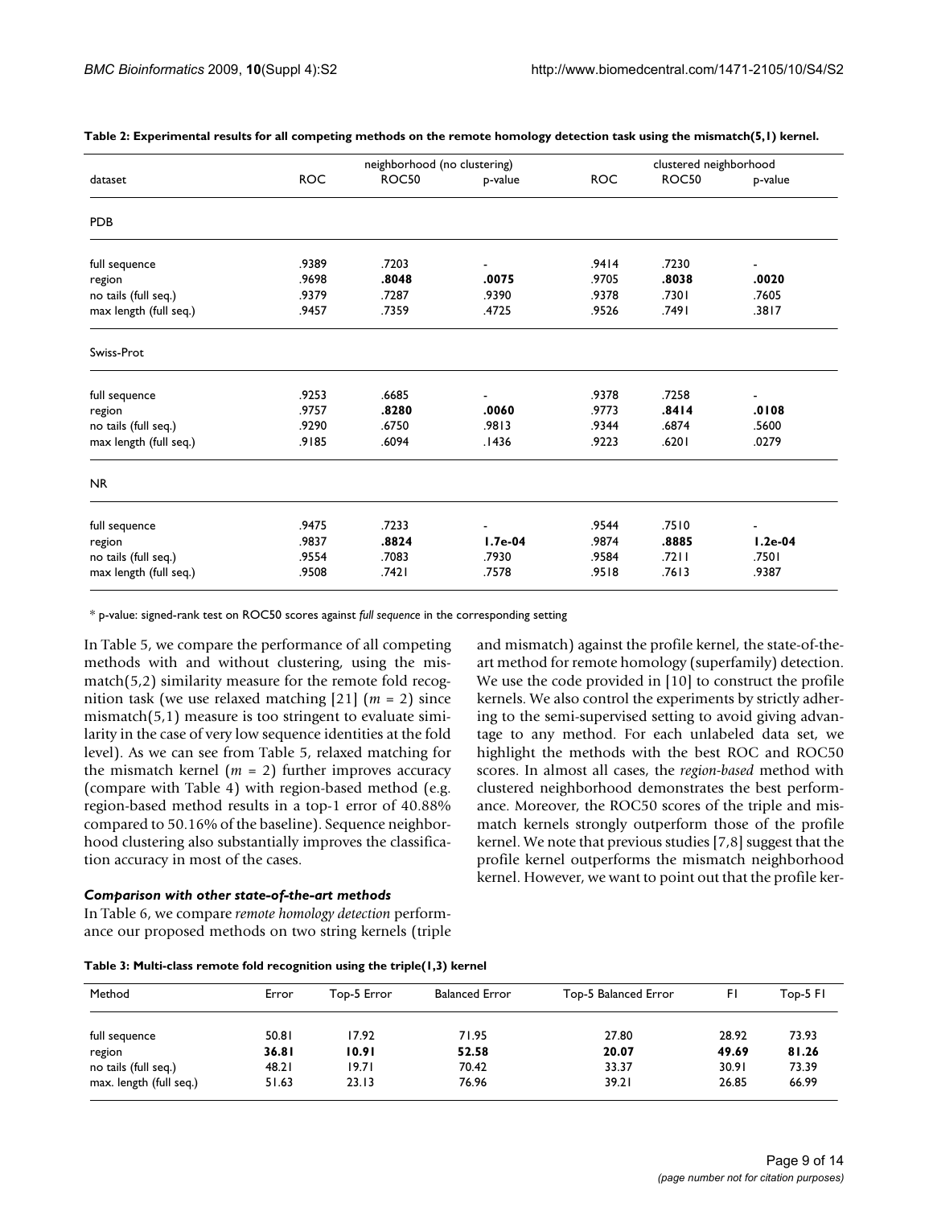**Table 2: Experimental results for all competing methods on the remote homology detection task using the mismatch(5,1) kernel.**

| dataset | neighborhood (no clustering) | | | clustered neighborhood | | |
|---|---|---|---|---|---|---|
| | ROC | ROC50 | p-value | ROC | ROC50 | p-value |
| **PDB** | | | | | | |
| full sequence | .9389 | .7203 | - | .9414 | .7230 | - |
| region | .9698 | **.8048** | **.0075** | .9705 | **.8038** | **.0020** |
| no tails (full seq.) | .9379 | .7287 | .9390 | .9378 | .7301 | .7605 |
| max length (full seq.) | .9457 | .7359 | .4725 | .9526 | .7491 | .3817 |
| **Swiss-Prot** | | | | | | |
| full sequence | .9253 | .6685 | - | .9378 | .7258 | - |
| region | .9757 | **.8280** | **.0060** | .9773 | **.8414** | **.0108** |
| no tails (full seq.) | .9290 | .6750 | .9813 | .9344 | .6874 | .5600 |
| max length (full seq.) | .9185 | .6094 | .1436 | .9223 | .6201 | .0279 |
| **NR** | | | | | | |
| full sequence | .9475 | .7233 | - | .9544 | .7510 | - |
| region | .9837 | **.8824** | **1.7e-04** | .9874 | **.8885** | **1.2e-04** |
| no tails (full seq.) | .9554 | .7083 | .7930 | .9584 | .7211 | .7501 |
| max length (full seq.) | .9508 | .7421 | .7578 | .9518 | .7613 | .9387 |

\* p-value: signed-rank test on ROC50 scores against *full sequence* in the corresponding setting

In Table 5, we compare the performance of all competing methods with and without clustering, using the mismatch(5,2) similarity measure for the remote fold recognition task (we use relaxed matching [21] ($m = 2$) since mismatch(5,1) measure is too stringent to evaluate similarity in the case of very low sequence identities at the fold level). As we can see from Table 5, relaxed matching for the mismatch kernel ($m = 2$) further improves accuracy (compare with Table 4) with region-based method (e.g. region-based method results in a top-1 error of 40.88% compared to 50.16% of the baseline). Sequence neighborhood clustering also substantially improves the classification accuracy in most of the cases.

### *Comparison with other state-of-the-art methods*

In Table 6, we compare *remote homology detection* performance our proposed methods on two string kernels (triple and mismatch) against the profile kernel, the state-of-the-art method for remote homology (superfamily) detection. We use the code provided in [10] to construct the profile kernels. We also control the experiments by strictly adhering to the semi-supervised setting to avoid giving advantage to any method. For each unlabeled data set, we highlight the methods with the best ROC and ROC50 scores. In almost all cases, the *region-based* method with clustered neighborhood demonstrates the best performance. Moreover, the ROC50 scores of the triple and mismatch kernels strongly outperform those of the profile kernel. We note that previous studies [7,8] suggest that the profile kernel outperforms the mismatch neighborhood kernel. However, we want to point out that the profile ker-

**Table 3: Multi-class remote fold recognition using the triple(1,3) kernel**

| Method | Error | Top-5 Error | Balanced Error | Top-5 Balanced Error | F1 | Top-5 F1 |
|---|---|---|---|---|---|---|
| full sequence | 50.81 | 17.92 | 71.95 | 27.80 | 28.92 | 73.93 |
| region | **36.81** | **10.91** | **52.58** | **20.07** | **49.69** | **81.26** |
| no tails (full seq.) | 48.21 | 19.71 | 70.42 | 33.37 | 30.91 | 73.39 |
| max. length (full seq.) | 51.63 | 23.13 | 76.96 | 39.21 | 26.85 | 66.99 |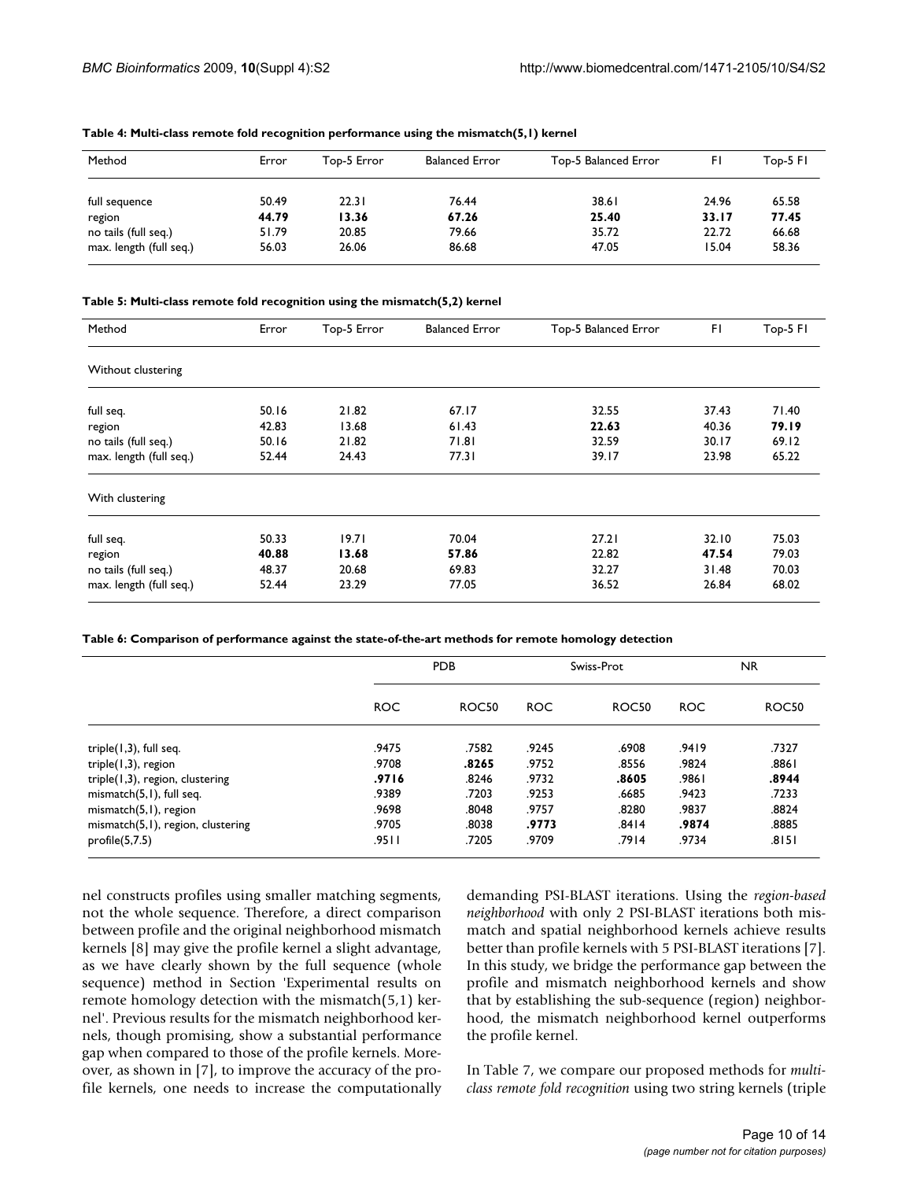**Table 4: Multi-class remote fold recognition performance using the mismatch(5,1) kernel**

| Method | Error | Top-5 Error | Balanced Error | Top-5 Balanced Error | F1 | Top-5 F1 |
|---|---|---|---|---|---|---|
| full sequence | 50.49 | 22.31 | 76.44 | 38.61 | 24.96 | 65.58 |
| region | **44.79** | **13.36** | **67.26** | **25.40** | **33.17** | **77.45** |
| no tails (full seq.) | 51.79 | 20.85 | 79.66 | 35.72 | 22.72 | 66.68 |
| max. length (full seq.) | 56.03 | 26.06 | 86.68 | 47.05 | 15.04 | 58.36 |

**Table 5: Multi-class remote fold recognition using the mismatch(5,2) kernel**

| Method | Error | Top-5 Error | Balanced Error | Top-5 Balanced Error | F1 | Top-5 F1 |
|---|---|---|---|---|---|---|
| Without clustering | | | | | | |
| full seq. | 50.16 | 21.82 | 67.17 | 32.55 | 37.43 | 71.40 |
| region | 42.83 | 13.68 | 61.43 | **22.63** | 40.36 | **79.19** |
| no tails (full seq.) | 50.16 | 21.82 | 71.81 | 32.59 | 30.17 | 69.12 |
| max. length (full seq.) | 52.44 | 24.43 | 77.31 | 39.17 | 23.98 | 65.22 |
| With clustering | | | | | | |
| full seq. | 50.33 | 19.71 | 70.04 | 27.21 | 32.10 | 75.03 |
| region | **40.88** | **13.68** | **57.86** | 22.82 | **47.54** | 79.03 |
| no tails (full seq.) | 48.37 | 20.68 | 69.83 | 32.27 | 31.48 | 70.03 |
| max. length (full seq.) | 52.44 | 23.29 | 77.05 | 36.52 | 26.84 | 68.02 |

**Table 6: Comparison of performance against the state-of-the-art methods for remote homology detection**

| | PDB | | Swiss-Prot | | NR | |
|---|---|---|---|---|---|---|
| | ROC | ROC50 | ROC | ROC50 | ROC | ROC50 |
| triple(1,3), full seq. | .9475 | .7582 | .9245 | .6908 | .9419 | .7327 |
| triple(1,3), region | .9708 | **.8265** | .9752 | .8556 | .9824 | .8861 |
| triple(1,3), region, clustering | **.9716** | .8246 | .9732 | **.8605** | .9861 | **.8944** |
| mismatch(5,1), full seq. | .9389 | .7203 | .9253 | .6685 | .9423 | .7233 |
| mismatch(5,1), region | .9698 | .8048 | .9757 | .8280 | .9837 | .8824 |
| mismatch(5,1), region, clustering | .9705 | .8038 | **.9773** | .8414 | **.9874** | .8885 |
| profile(5,7.5) | .9511 | .7205 | .9709 | .7914 | .9734 | .8151 |

nel constructs profiles using smaller matching segments, not the whole sequence. Therefore, a direct comparison between profile and the original neighborhood mismatch kernels [8] may give the profile kernel a slight advantage, as we have clearly shown by the full sequence (whole sequence) method in Section 'Experimental results on remote homology detection with the mismatch(5,1) kernel'. Previous results for the mismatch neighborhood kernels, though promising, show a substantial performance gap when compared to those of the profile kernels. Moreover, as shown in [7], to improve the accuracy of the profile kernels, one needs to increase the computationally demanding PSI-BLAST iterations. Using the *region-based neighborhood* with only 2 PSI-BLAST iterations both mismatch and spatial neighborhood kernels achieve results better than profile kernels with 5 PSI-BLAST iterations [7]. In this study, we bridge the performance gap between the profile and mismatch neighborhood kernels and show that by establishing the sub-sequence (region) neighborhood, the mismatch neighborhood kernel outperforms the profile kernel.

In Table 7, we compare our proposed methods for *multi-class remote fold recognition* using two string kernels (triple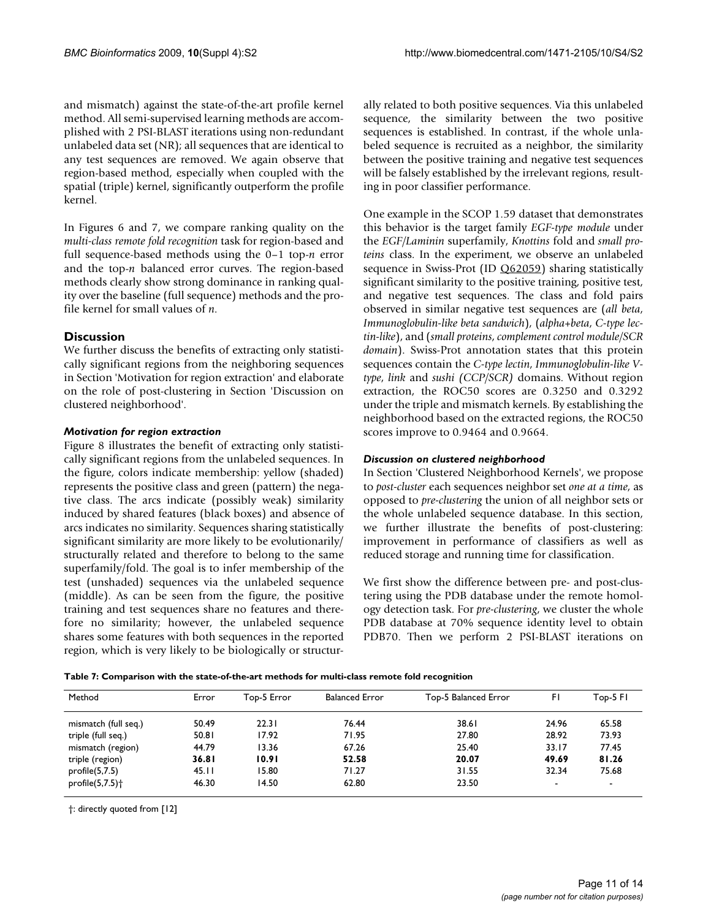and mismatch) against the state-of-the-art profile kernel method. All semi-supervised learning methods are accomplished with 2 PSI-BLAST iterations using non-redundant unlabeled data set (NR); all sequences that are identical to any test sequences are removed. We again observe that region-based method, especially when coupled with the spatial (triple) kernel, significantly outperform the profile kernel.

In Figures 6 and 7, we compare ranking quality on the *multi-class remote fold recognition* task for region-based and full sequence-based methods using the 0–1 top-*n* error and the top-*n* balanced error curves. The region-based methods clearly show strong dominance in ranking quality over the baseline (full sequence) methods and the profile kernel for small values of *n*.

## Discussion

We further discuss the benefits of extracting only statistically significant regions from the neighboring sequences in Section 'Motivation for region extraction' and elaborate on the role of post-clustering in Section 'Discussion on clustered neighborhood'.

### *Motivation for region extraction*

Figure 8 illustrates the benefit of extracting only statistically significant regions from the unlabeled sequences. In the figure, colors indicate membership: yellow (shaded) represents the positive class and green (pattern) the negative class. The arcs indicate (possibly weak) similarity induced by shared features (black boxes) and absence of arcs indicates no similarity. Sequences sharing statistically significant similarity are more likely to be evolutionarily/structurally related and therefore to belong to the same superfamily/fold. The goal is to infer membership of the test (unshaded) sequences via the unlabeled sequence (middle). As can be seen from the figure, the positive training and test sequences share no features and therefore no similarity; however, the unlabeled sequence shares some features with both sequences in the reported region, which is very likely to be biologically or structurally related to both positive sequences. Via this unlabeled sequence, the similarity between the two positive sequences is established. In contrast, if the whole unlabeled sequence is recruited as a neighbor, the similarity between the positive training and negative test sequences will be falsely established by the irrelevant regions, resulting in poor classifier performance.

One example in the SCOP 1.59 dataset that demonstrates this behavior is the target family *EGF-type module* under the *EGF/Laminin* superfamily, *Knottins* fold and *small proteins* class. In the experiment, we observe an unlabeled sequence in Swiss-Prot (ID Q62059) sharing statistically significant similarity to the positive training, positive test, and negative test sequences. The class and fold pairs observed in similar negative test sequences are (*all beta, Immunoglobulin-like beta sandwich*), (*alpha+beta, C-type lectin-like*), and (*small proteins, complement control module/SCR domain*). Swiss-Prot annotation states that this protein sequences contain the *C-type lectin*, *Immunoglobulin-like V-type*, *link* and *sushi (CCP/SCR)* domains. Without region extraction, the ROC50 scores are 0.3250 and 0.3292 under the triple and mismatch kernels. By establishing the neighborhood based on the extracted regions, the ROC50 scores improve to 0.9464 and 0.9664.

### *Discussion on clustered neighborhood*

In Section 'Clustered Neighborhood Kernels', we propose to *post-cluster* each sequences neighbor set *one at a time*, as opposed to *pre-clustering* the union of all neighbor sets or the whole unlabeled sequence database. In this section, we further illustrate the benefits of post-clustering: improvement in performance of classifiers as well as reduced storage and running time for classification.

We first show the difference between pre- and post-clustering using the PDB database under the remote homology detection task. For *pre-clustering*, we cluster the whole PDB database at 70% sequence identity level to obtain PDB70. Then we perform 2 PSI-BLAST iterations on

**Table 7: Comparison with the state-of-the-art methods for multi-class remote fold recognition**

| Method | Error | Top-5 Error | Balanced Error | Top-5 Balanced Error | F1 | Top-5 F1 |
|---|---|---|---|---|---|---|
| mismatch (full seq.) | 50.49 | 22.31 | 76.44 | 38.61 | 24.96 | 65.58 |
| triple (full seq.) | 50.81 | 17.92 | 71.95 | 27.80 | 28.92 | 73.93 |
| mismatch (region) | 44.79 | 13.36 | 67.26 | 25.40 | 33.17 | 77.45 |
| triple (region) | **36.81** | **10.91** | **52.58** | **20.07** | **49.69** | **81.26** |
| profile(5,7.5) | 45.11 | 15.80 | 71.27 | 31.55 | 32.34 | 75.68 |
| profile(5,7.5)† | 46.30 | 14.50 | 62.80 | 23.50 | - | - |

†: directly quoted from [12]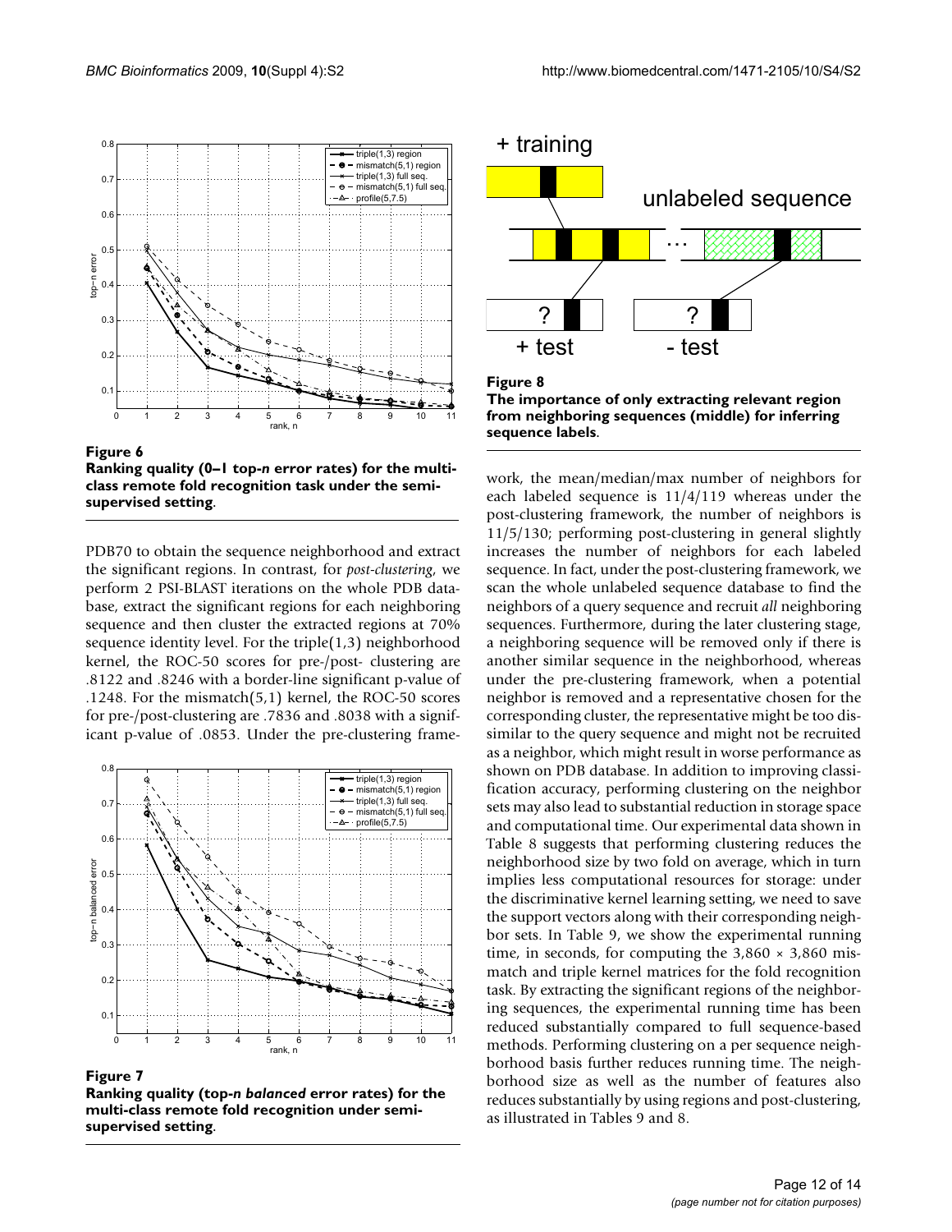**Figure 6**
**Ranking quality (0–1 top-*n* error rates) for the multi-class remote fold recognition task under the semi-supervised setting**.

PDB70 to obtain the sequence neighborhood and extract the significant regions. In contrast, for *post-clustering*, we perform 2 PSI-BLAST iterations on the whole PDB database, extract the significant regions for each neighboring sequence and then cluster the extracted regions at 70% sequence identity level. For the triple(1,3) neighborhood kernel, the ROC-50 scores for pre-/post- clustering are .8122 and .8246 with a border-line significant p-value of .1248. For the mismatch(5,1) kernel, the ROC-50 scores for pre-/post-clustering are .7836 and .8038 with a significant p-value of .0853. Under the pre-clustering framework, the mean/median/max number of neighbors for each labeled sequence is 11/4/119 whereas under the post-clustering framework, the number of neighbors is 11/5/130; performing post-clustering in general slightly increases the number of neighbors for each labeled sequence. In fact, under the post-clustering framework, we scan the whole unlabeled sequence database to find the neighbors of a query sequence and recruit *all* neighboring sequences. Furthermore, during the later clustering stage, a neighboring sequence will be removed only if there is another similar sequence in the neighborhood, whereas under the pre-clustering framework, when a potential neighbor is removed and a representative chosen for the corresponding cluster, the representative might be too dissimilar to the query sequence and might not be recruited as a neighbor, which might result in worse performance as shown on PDB database. In addition to improving classification accuracy, performing clustering on the neighbor sets may also lead to substantial reduction in storage space and computational time. Our experimental data shown in Table 8 suggests that performing clustering reduces the neighborhood size by two fold on average, which in turn implies less computational resources for storage: under the discriminative kernel learning setting, we need to save the support vectors along with their corresponding neighbor sets. In Table 9, we show the experimental running time, in seconds, for computing the $3,860 \times 3,860$ mismatch and triple kernel matrices for the fold recognition task. By extracting the significant regions of the neighboring sequences, the experimental running time has been reduced substantially compared to full sequence-based methods. Performing clustering on a per sequence neighborhood basis further reduces running time. The neighborhood size as well as the number of features also reduces substantially by using regions and post-clustering, as illustrated in Tables 9 and 8.

**Figure 7**
**Ranking quality (top-*n balanced* error rates) for the multi-class remote fold recognition under semi-supervised setting**.

**Figure 8**
**The importance of only extracting relevant region from neighboring sequences (middle) for inferring sequence labels**.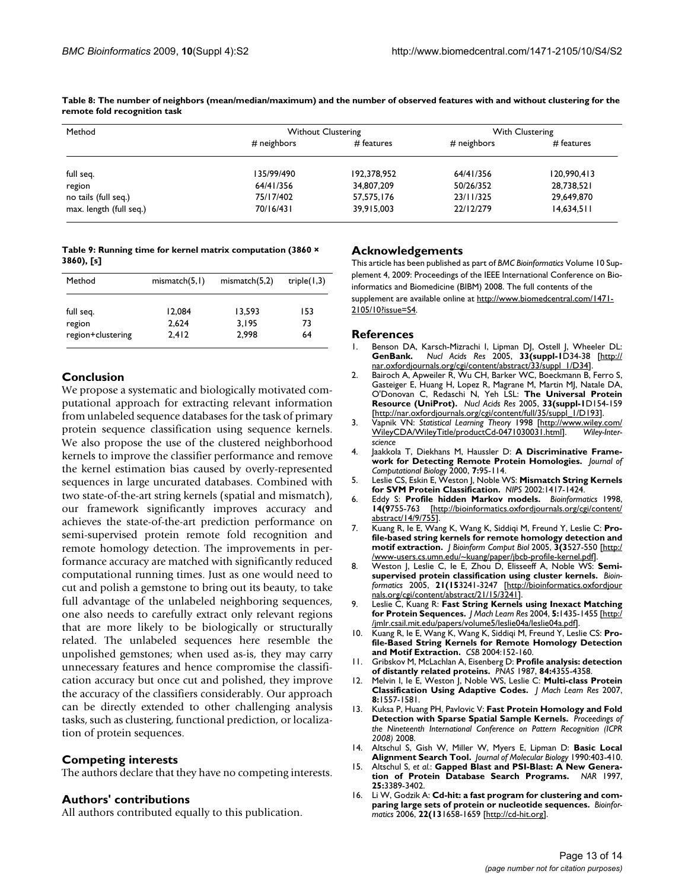**Table 8: The number of neighbors (mean/median/maximum) and the number of observed features with and without clustering for the remote fold recognition task**

| Method | Without Clustering | | With Clustering | |
|---|---|---|---|---|
| | # neighbors | # features | # neighbors | # features |
| full seq. | 135/99/490 | 192,378,952 | 64/41/356 | 120,990,413 |
| region | 64/41/356 | 34,807,209 | 50/26/352 | 28,738,521 |
| no tails (full seq.) | 75/17/402 | 57,575,176 | 23/11/325 | 29,649,870 |
| max. length (full seq.) | 70/16/431 | 39,915,003 | 22/12/279 | 14,634,511 |

**Table 9: Running time for kernel matrix computation (3860 × 3860), [s]**

| Method | mismatch(5,1) | mismatch(5,2) | triple(1,3) |
|---|---|---|---|
| full seq. | 12,084 | 13,593 | 153 |
| region | 2,624 | 3,195 | 73 |
| region+clustering | 2,412 | 2,998 | 64 |

## Conclusion

We propose a systematic and biologically motivated computational approach for extracting relevant information from unlabeled sequence databases for the task of primary protein sequence classification using sequence kernels. We also propose the use of the clustered neighborhood kernels to improve the classifier performance and remove the kernel estimation bias caused by overly-represented sequences in large uncurated databases. Combined with two state-of-the-art string kernels (spatial and mismatch), our framework significantly improves accuracy and achieves the state-of-the-art prediction performance on semi-supervised protein remote fold recognition and remote homology detection. The improvements in performance accuracy are matched with significantly reduced computational running times. Just as one would need to cut and polish a gemstone to bring out its beauty, to take full advantage of the unlabeled neighboring sequences, one also needs to carefully extract only relevant regions that are more likely to be biologically or structurally related. The unlabeled sequences here resemble the unpolished gemstones; when used as-is, they may carry unnecessary features and hence compromise the classification accuracy but once cut and polished, they improve the accuracy of the classifiers considerably. Our approach can be directly extended to other challenging analysis tasks, such as clustering, functional prediction, or localization of protein sequences.

## Competing interests

The authors declare that they have no competing interests.

## Authors' contributions

All authors contributed equally to this publication.

## Acknowledgements

This article has been published as part of *BMC Bioinformatics* Volume 10 Supplement 4, 2009: Proceedings of the IEEE International Conference on Bioinformatics and Biomedicine (BIBM) 2008. The full contents of the supplement are available online at http://www.biomedcentral.com/1471-2105/10?issue=S4.

## References

1. Benson DA, Karsch-Mizrachi I, Lipman DJ, Ostell J, Wheeler DL: **GenBank.** *Nucl Acids Res* 2005, **33(suppl-1**D34-38 [http://nar.oxfordjournals.org/cgi/content/abstract/33/suppl_1/D34].
2. Bairoch A, Apweiler R, Wu CH, Barker WC, Boeckmann B, Ferro S, Gasteiger E, Huang H, Lopez R, Magrane M, Martin MJ, Natale DA, O'Donovan C, Redaschi N, Yeh LSL: **The Universal Protein Resource (UniProt).** *Nucl Acids Res* 2005, **33(suppl-1**D154-159 [http://nar.oxfordjournals.org/cgi/content/full/35/suppl_1/D193].
3. Vapnik VN: *Statistical Learning Theory* 1998 [http://www.wiley.com/WileyCDA/WileyTitle/productCd-0471030031.html]. *Wiley-Interscience*
4. Jaakkola T, Diekhans M, Haussler D: **A Discriminative Framework for Detecting Remote Protein Homologies.** *Journal of Computational Biology* 2000, **7:**95-114.
5. Leslie CS, Eskin E, Weston J, Noble WS: **Mismatch String Kernels for SVM Protein Classification.** *NIPS* 2002:1417-1424.
6. Eddy S: **Profile hidden Markov models.** *Bioinformatics* 1998, **14(9**755-763 [http://bioinformatics.oxfordjournals.org/cgi/content/abstract/14/9/755].
7. Kuang R, Ie E, Wang K, Wang K, Siddiqi M, Freund Y, Leslie C: **Profile-based string kernels for remote homology detection and motif extraction.** *J Bioinform Comput Biol* 2005, **3(3**527-550 [http://www-users.cs.umn.edu/~kuang/paper/jbcb-profile-kernel.pdf].
8. Weston J, Leslie C, Ie E, Zhou D, Elisseeff A, Noble WS: **Semi-supervised protein classification using cluster kernels.** *Bioinformatics* 2005, **21(15**3241-3247 [http://bioinformatics.oxfordjournals.org/cgi/content/abstract/21/15/3241].
9. Leslie C, Kuang R: **Fast String Kernels using Inexact Matching for Protein Sequences.** *J Mach Learn Res* 2004, **5:**1435-1455 [http://jmlr.csail.mit.edu/papers/volume5/leslie04a/leslie04a.pdf].
10. Kuang R, Ie E, Wang K, Wang K, Siddiqi M, Freund Y, Leslie CS: **Profile-Based String Kernels for Remote Homology Detection and Motif Extraction.** *CSB* 2004:152-160.
11. Gribskov M, McLachlan A, Eisenberg D: **Profile analysis: detection of distantly related proteins.** *PNAS* 1987, **84:**4355-4358.
12. Melvin I, Ie E, Weston J, Noble WS, Leslie C: **Multi-class Protein Classification Using Adaptive Codes.** *J Mach Learn Res* 2007, **8:**1557-1581.
13. Kuksa P, Huang PH, Pavlovic V: **Fast Protein Homology and Fold Detection with Sparse Spatial Sample Kernels.** *Proceedings of the Nineteenth International Conference on Pattern Recognition (ICPR 2008)* 2008.
14. Altschul S, Gish W, Miller W, Myers E, Lipman D: **Basic Local Alignment Search Tool.** *Journal of Molecular Biology* 1990:403-410.
15. Altschul S, *et al.*: **Gapped Blast and PSI-Blast: A New Generation of Protein Database Search Programs.** *NAR* 1997, **25:**3389-3402.
16. Li W, Godzik A: **Cd-hit: a fast program for clustering and comparing large sets of protein or nucleotide sequences.** *Bioinformatics* 2006, **22(13**1658-1659 [http://cd-hit.org].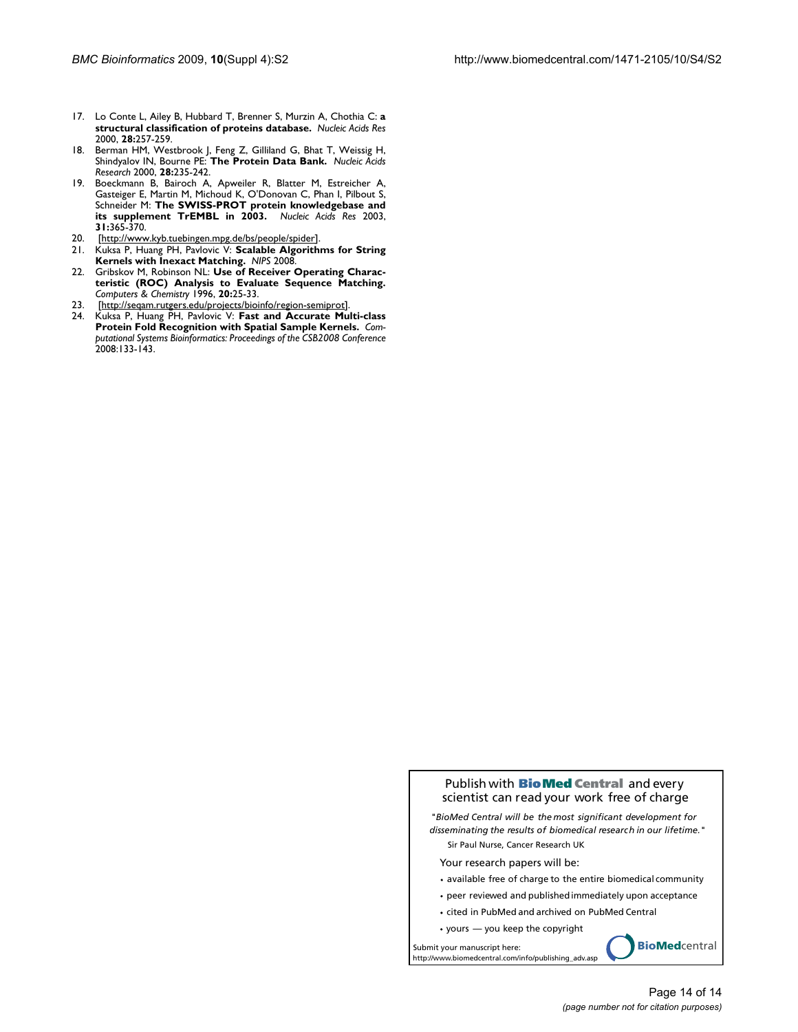17. Lo Conte L, Ailey B, Hubbard T, Brenner S, Murzin A, Chothia C: **a structural classification of proteins database.** *Nucleic Acids Res* 2000, **28:**257-259.
18. Berman HM, Westbrook J, Feng Z, Gilliland G, Bhat T, Weissig H, Shindyalov IN, Bourne PE: **The Protein Data Bank.** *Nucleic Acids Research* 2000, **28:**235-242.
19. Boeckmann B, Bairoch A, Apweiler R, Blatter M, Estreicher A, Gasteiger E, Martin M, Michoud K, O'Donovan C, Phan I, Pilbout S, Schneider M: **The SWISS-PROT protein knowledgebase and its supplement TrEMBL in 2003.** *Nucleic Acids Res* 2003, **31:**365-370.
20. [http://www.kyb.tuebingen.mpg.de/bs/people/spider].
21. Kuksa P, Huang PH, Pavlovic V: **Scalable Algorithms for String Kernels with Inexact Matching.** *NIPS* 2008.
22. Gribskov M, Robinson NL: **Use of Receiver Operating Characteristic (ROC) Analysis to Evaluate Sequence Matching.** *Computers & Chemistry* 1996, **20:**25-33.
23. [http://seqam.rutgers.edu/projects/bioinfo/region-semiprot].
24. Kuksa P, Huang PH, Pavlovic V: **Fast and Accurate Multi-class Protein Fold Recognition with Spatial Sample Kernels.** *Computational Systems Bioinformatics: Proceedings of the CSB2008 Conference* 2008:133-143.

Publish with **BioMed Central** and every scientist can read your work free of charge

*"BioMed Central will be the most significant development for disseminating the results of biomedical research in our lifetime."*

Sir Paul Nurse, Cancer Research UK

Your research papers will be:

- available free of charge to the entire biomedical community
- peer reviewed and published immediately upon acceptance
- cited in PubMed and archived on PubMed Central
- yours — you keep the copyright

Submit your manuscript here:
http://www.biomedcentral.com/info/publishing_adv.asp

BioMedcentral